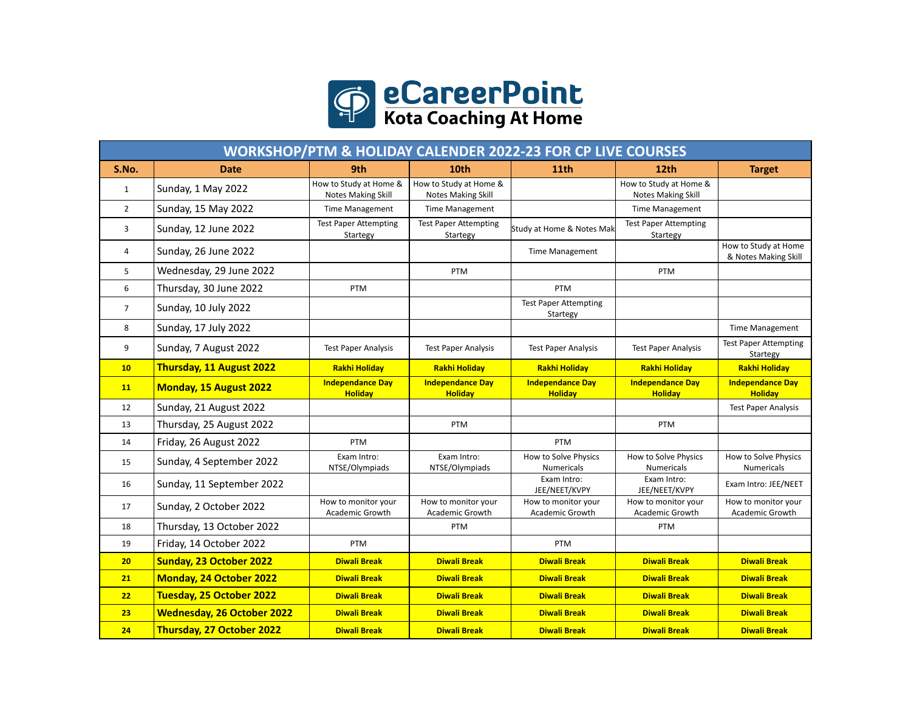# eCareerPoint

**Kota Coaching At Home**

| WORKSHOP/PTM & HOLIDAY CALENDER 2022-23 FOR CP LIVE COURSES | | | | | | |
|---|---|---|---|---|---|---|
| **S.No.** | **Date** | **9th** | **10th** | **11th** | **12th** | **Target** |
| 1 | Sunday, 1 May 2022 | How to Study at Home & Notes Making Skill | How to Study at Home & Notes Making Skill | | How to Study at Home & Notes Making Skill | |
| 2 | Sunday, 15 May 2022 | Time Management | Time Management | | Time Management | |
| 3 | Sunday, 12 June 2022 | Test Paper Attempting Startegy | Test Paper Attempting Startegy | Study at Home & Notes Mak | Test Paper Attempting Startegy | |
| 4 | Sunday, 26 June 2022 | | | Time Management | | How to Study at Home & Notes Making Skill |
| 5 | Wednesday, 29 June 2022 | | PTM | | PTM | |
| 6 | Thursday, 30 June 2022 | PTM | | PTM | | |
| 7 | Sunday, 10 July 2022 | | | Test Paper Attempting Startegy | | |
| 8 | Sunday, 17 July 2022 | | | | | Time Management |
| 9 | Sunday, 7 August 2022 | Test Paper Analysis | Test Paper Analysis | Test Paper Analysis | Test Paper Analysis | Test Paper Attempting Startegy |
| **10** | **Thursday, 11 August 2022** | **Rakhi Holiday** | **Rakhi Holiday** | **Rakhi Holiday** | **Rakhi Holiday** | **Rakhi Holiday** |
| **11** | **Monday, 15 August 2022** | **Independance Day Holiday** | **Independance Day Holiday** | **Independance Day Holiday** | **Independance Day Holiday** | **Independance Day Holiday** |
| 12 | Sunday, 21 August 2022 | | | | | Test Paper Analysis |
| 13 | Thursday, 25 August 2022 | | PTM | | PTM | |
| 14 | Friday, 26 August 2022 | PTM | | PTM | | |
| 15 | Sunday, 4 September 2022 | Exam Intro: NTSE/Olympiads | Exam Intro: NTSE/Olympiads | How to Solve Physics Numericals | How to Solve Physics Numericals | How to Solve Physics Numericals |
| 16 | Sunday, 11 September 2022 | | | Exam Intro: JEE/NEET/KVPY | Exam Intro: JEE/NEET/KVPY | Exam Intro: JEE/NEET |
| 17 | Sunday, 2 October 2022 | How to monitor your Academic Growth | How to monitor your Academic Growth | How to monitor your Academic Growth | How to monitor your Academic Growth | How to monitor your Academic Growth |
| 18 | Thursday, 13 October 2022 | | PTM | | PTM | |
| 19 | Friday, 14 October 2022 | PTM | | PTM | | |
| **20** | **Sunday, 23 October 2022** | **Diwali Break** | **Diwali Break** | **Diwali Break** | **Diwali Break** | **Diwali Break** |
| **21** | **Monday, 24 October 2022** | **Diwali Break** | **Diwali Break** | **Diwali Break** | **Diwali Break** | **Diwali Break** |
| **22** | **Tuesday, 25 October 2022** | **Diwali Break** | **Diwali Break** | **Diwali Break** | **Diwali Break** | **Diwali Break** |
| **23** | **Wednesday, 26 October 2022** | **Diwali Break** | **Diwali Break** | **Diwali Break** | **Diwali Break** | **Diwali Break** |
| **24** | **Thursday, 27 October 2022** | **Diwali Break** | **Diwali Break** | **Diwali Break** | **Diwali Break** | **Diwali Break** |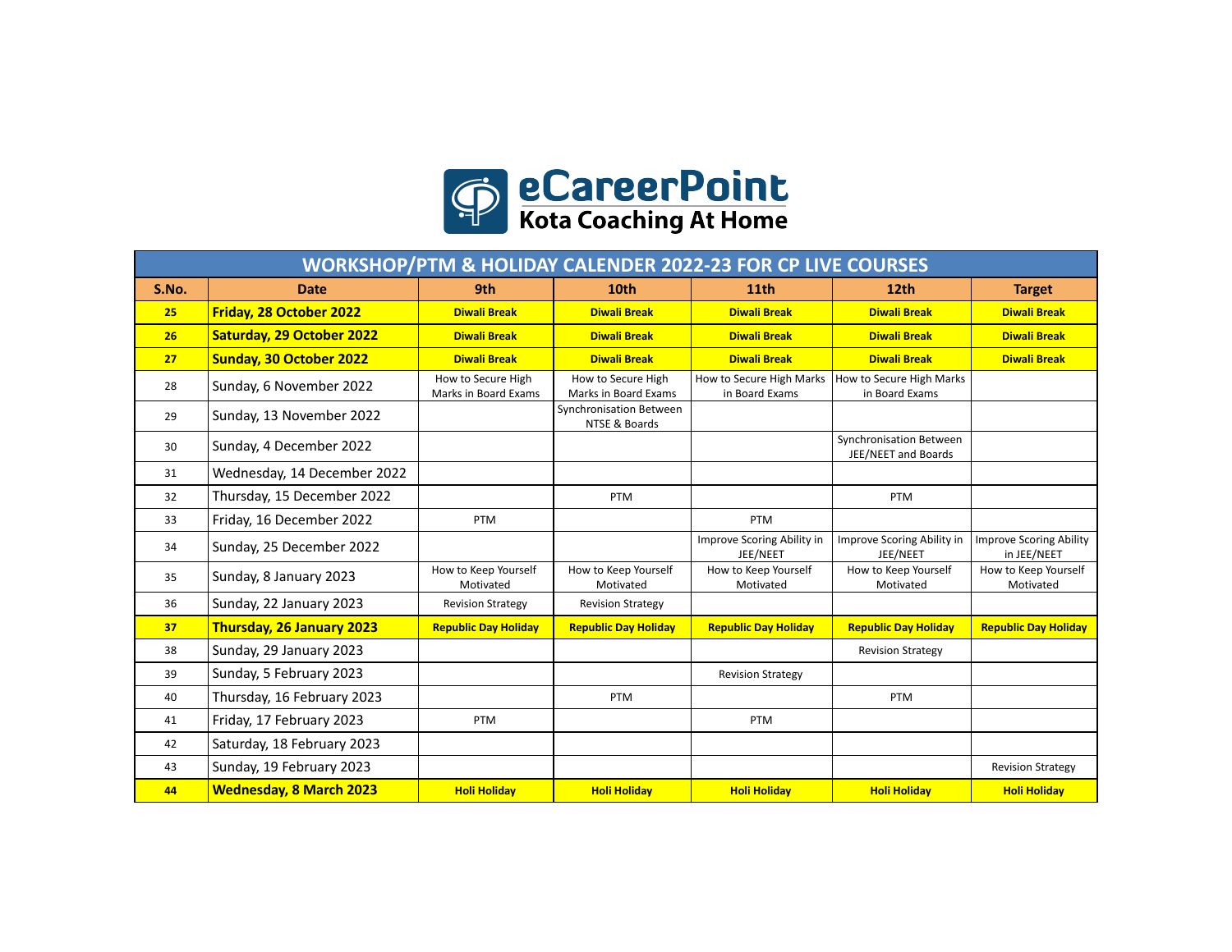eCareerPoint
Kota Coaching At Home

| WORKSHOP/PTM & HOLIDAY CALENDER 2022-23 FOR CP LIVE COURSES | | | | | | |
|---|---|---|---|---|---|---|
| **S.No.** | **Date** | **9th** | **10th** | **11th** | **12th** | **Target** |
| **25** | **Friday, 28 October 2022** | **Diwali Break** | **Diwali Break** | **Diwali Break** | **Diwali Break** | **Diwali Break** |
| **26** | **Saturday, 29 October 2022** | **Diwali Break** | **Diwali Break** | **Diwali Break** | **Diwali Break** | **Diwali Break** |
| **27** | **Sunday, 30 October 2022** | **Diwali Break** | **Diwali Break** | **Diwali Break** | **Diwali Break** | **Diwali Break** |
| 28 | Sunday, 6 November 2022 | How to Secure High Marks in Board Exams | How to Secure High Marks in Board Exams | How to Secure High Marks in Board Exams | How to Secure High Marks in Board Exams | |
| 29 | Sunday, 13 November 2022 | | Synchronisation Between NTSE & Boards | | | |
| 30 | Sunday, 4 December 2022 | | | | Synchronisation Between JEE/NEET and Boards | |
| 31 | Wednesday, 14 December 2022 | | | | | |
| 32 | Thursday, 15 December 2022 | | PTM | | PTM | |
| 33 | Friday, 16 December 2022 | PTM | | PTM | | |
| 34 | Sunday, 25 December 2022 | | | Improve Scoring Ability in JEE/NEET | Improve Scoring Ability in JEE/NEET | Improve Scoring Ability in JEE/NEET |
| 35 | Sunday, 8 January 2023 | How to Keep Yourself Motivated | How to Keep Yourself Motivated | How to Keep Yourself Motivated | How to Keep Yourself Motivated | How to Keep Yourself Motivated |
| 36 | Sunday, 22 January 2023 | Revision Strategy | Revision Strategy | | | |
| **37** | **Thursday, 26 January 2023** | **Republic Day Holiday** | **Republic Day Holiday** | **Republic Day Holiday** | **Republic Day Holiday** | **Republic Day Holiday** |
| 38 | Sunday, 29 January 2023 | | | | Revision Strategy | |
| 39 | Sunday, 5 February 2023 | | | Revision Strategy | | |
| 40 | Thursday, 16 February 2023 | | PTM | | PTM | |
| 41 | Friday, 17 February 2023 | PTM | | PTM | | |
| 42 | Saturday, 18 February 2023 | | | | | |
| 43 | Sunday, 19 February 2023 | | | | | Revision Strategy |
| **44** | **Wednesday, 8 March 2023** | **Holi Holiday** | **Holi Holiday** | **Holi Holiday** | **Holi Holiday** | **Holi Holiday** |